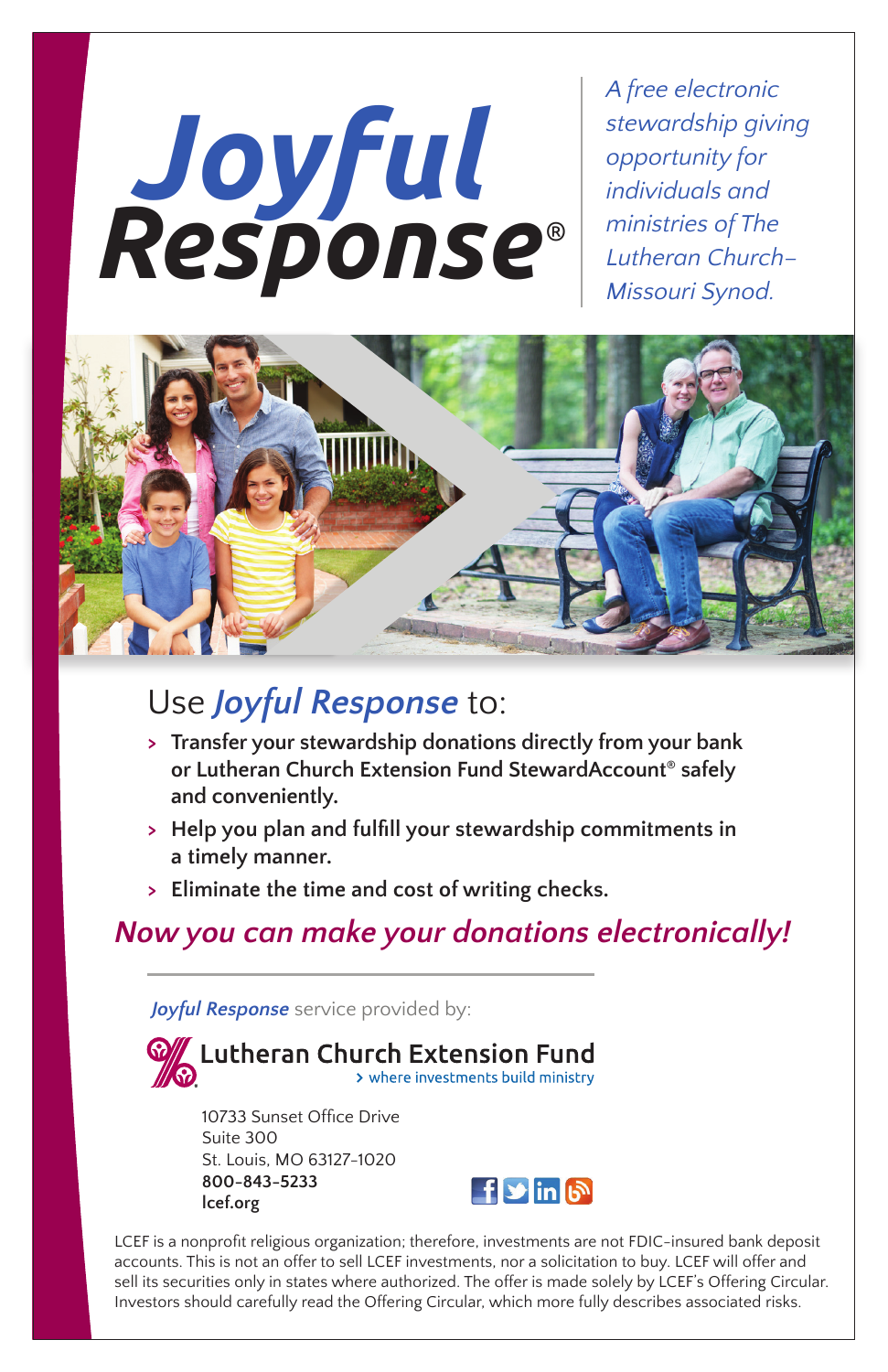# *Joyful* Response®

*A free electronic stewardship giving opportunity for individuals and ministries of The Lutheran Church–Missouri Synod.*

## Use *Joyful Response* to:

- **Transfer your stewardship donations directly from your bank or Lutheran Church Extension Fund StewardAccount® safely and conveniently.**
- **Help you plan and fulfill your stewardship commitments in a timely manner.**
- **Eliminate the time and cost of writing checks.**

## *Now you can make your donations electronically!*

***Joyful Response*** service provided by:

**Lutheran Church Extension Fund**
> where investments build ministry

10733 Sunset Office Drive
Suite 300
St. Louis, MO 63127-1020
**800-843-5233**
**lcef.org**

LCEF is a nonprofit religious organization; therefore, investments are not FDIC-insured bank deposit accounts. This is not an offer to sell LCEF investments, nor a solicitation to buy. LCEF will offer and sell its securities only in states where authorized. The offer is made solely by LCEF's Offering Circular. Investors should carefully read the Offering Circular, which more fully describes associated risks.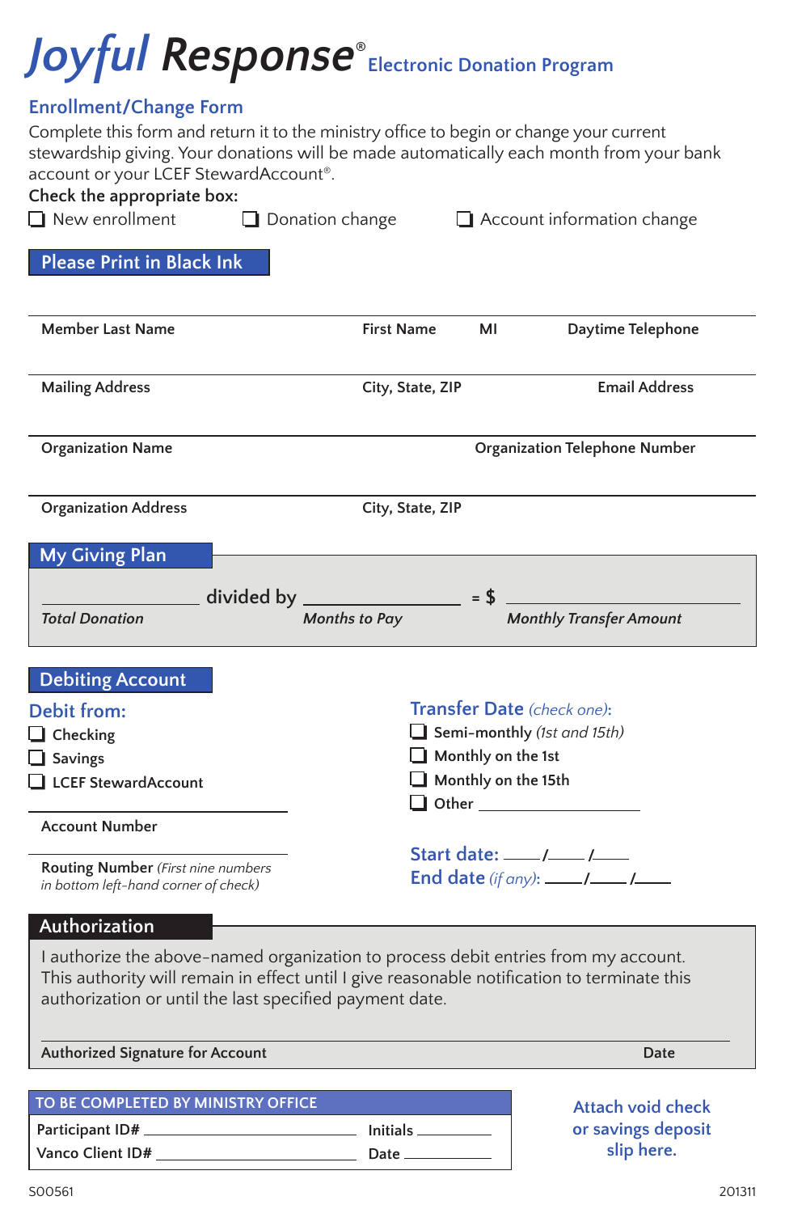# *Joyful* Response® Electronic Donation Program

## Enrollment/Change Form

Complete this form and return it to the ministry office to begin or change your current stewardship giving. Your donations will be made automatically each month from your bank account or your LCEF StewardAccount®.

**Check the appropriate box:**

☐ New enrollment ☐ Donation change ☐ Account information change

**Please Print in Black Ink**

| | | | |
|---|---|---|---|
| Member Last Name | First Name | MI | Daytime Telephone |
| Mailing Address | City, State, ZIP | | Email Address |
| Organization Name | | | Organization Telephone Number |
| Organization Address | City, State, ZIP | | |

## My Giving Plan

______________ divided by ______________ = $ ______________

*Total Donation* *Months to Pay* *Monthly Transfer Amount*

## Debiting Account

**Debit from:**

☐ Checking
☐ Savings
☐ LCEF StewardAccount

______________
Account Number

______________
Routing Number *(First nine numbers in bottom left-hand corner of check)*

**Transfer Date** *(check one)*:

☐ Semi-monthly *(1st and 15th)*
☐ Monthly on the 1st
☐ Monthly on the 15th
☐ Other ______________

**Start date:** ____/____/____
**End date** *(if any)*: ____/____/____

## Authorization

I authorize the above-named organization to process debit entries from my account. This authority will remain in effect until I give reasonable notification to terminate this authorization or until the last specified payment date.

______________
Authorized Signature for Account Date

**TO BE COMPLETED BY MINISTRY OFFICE**

Participant ID# ______________ Initials ______________
Vanco Client ID# ______________ Date ______________

Attach void check or savings deposit slip here.

S00561 201311